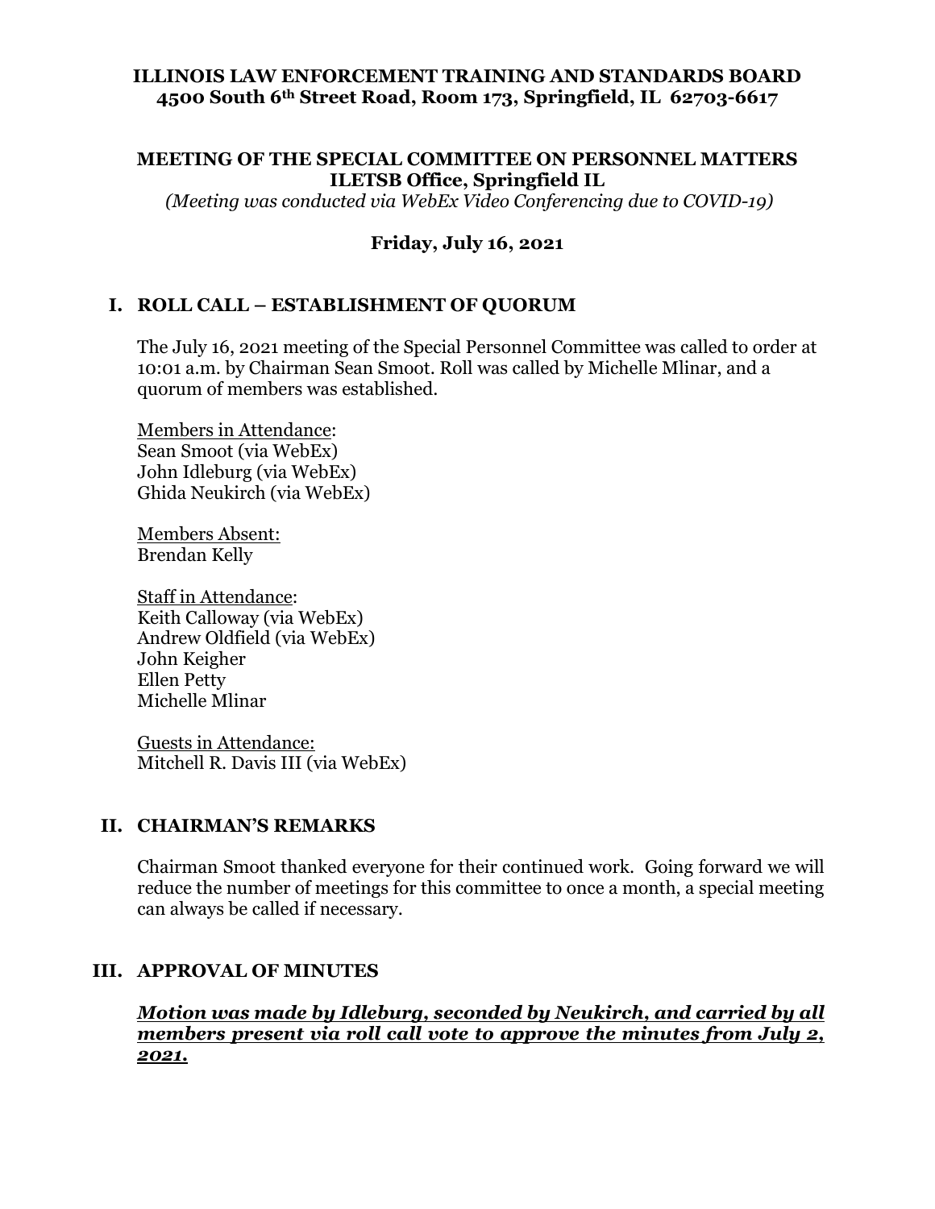**ILLINOIS LAW ENFORCEMENT TRAINING AND STANDARDS BOARD**
**4500 South 6th Street Road, Room 173, Springfield, IL 62703-6617**

**MEETING OF THE SPECIAL COMMITTEE ON PERSONNEL MATTERS**
**ILETSB Office, Springfield IL**
*(Meeting was conducted via WebEx Video Conferencing due to COVID-19)*

**Friday, July 16, 2021**

## I. ROLL CALL – ESTABLISHMENT OF QUORUM

The July 16, 2021 meeting of the Special Personnel Committee was called to order at 10:01 a.m. by Chairman Sean Smoot. Roll was called by Michelle Mlinar, and a quorum of members was established.

<u>Members in Attendance</u>:
Sean Smoot (via WebEx)
John Idleburg (via WebEx)
Ghida Neukirch (via WebEx)

<u>Members Absent:</u>
Brendan Kelly

<u>Staff in Attendance</u>:
Keith Calloway (via WebEx)
Andrew Oldfield (via WebEx)
John Keigher
Ellen Petty
Michelle Mlinar

<u>Guests in Attendance:</u>
Mitchell R. Davis III (via WebEx)

## II. CHAIRMAN'S REMARKS

Chairman Smoot thanked everyone for their continued work. Going forward we will reduce the number of meetings for this committee to once a month, a special meeting can always be called if necessary.

## III. APPROVAL OF MINUTES

***<u>Motion was made by Idleburg, seconded by Neukirch, and carried by all members present via roll call vote to approve the minutes from July 2, 2021.</u>***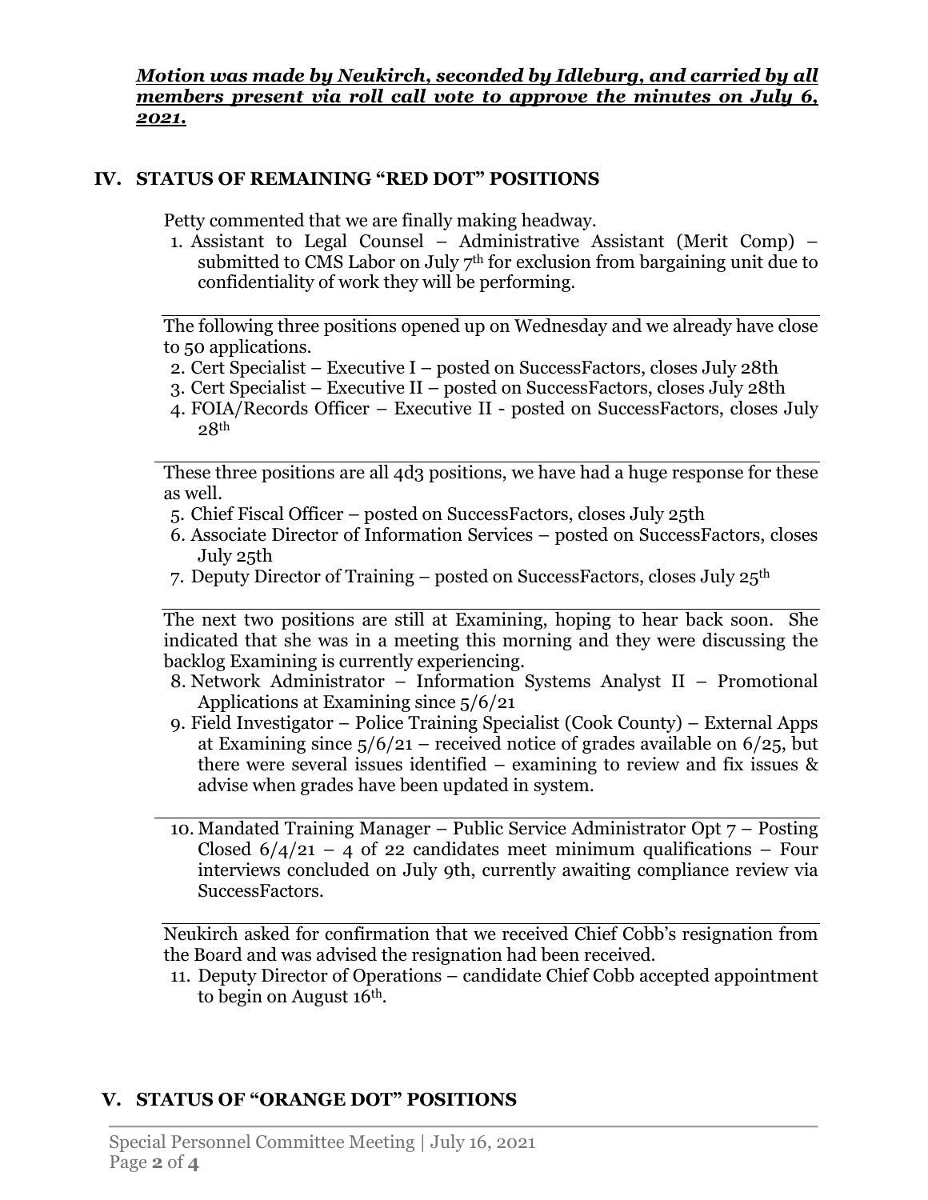***Motion was made by Neukirch, seconded by Idleburg, and carried by all members present via roll call vote to approve the minutes on July 6, 2021.***

## IV. STATUS OF REMAINING "RED DOT" POSITIONS

Petty commented that we are finally making headway.

1. Assistant to Legal Counsel – Administrative Assistant (Merit Comp) – submitted to CMS Labor on July 7th for exclusion from bargaining unit due to confidentiality of work they will be performing.

---

The following three positions opened up on Wednesday and we already have close to 50 applications.

2. Cert Specialist – Executive I – posted on SuccessFactors, closes July 28th
3. Cert Specialist – Executive II – posted on SuccessFactors, closes July 28th
4. FOIA/Records Officer – Executive II - posted on SuccessFactors, closes July 28th

---

These three positions are all 4d3 positions, we have had a huge response for these as well.

5. Chief Fiscal Officer – posted on SuccessFactors, closes July 25th
6. Associate Director of Information Services – posted on SuccessFactors, closes July 25th
7. Deputy Director of Training – posted on SuccessFactors, closes July 25th

---

The next two positions are still at Examining, hoping to hear back soon. She indicated that she was in a meeting this morning and they were discussing the backlog Examining is currently experiencing.

8. Network Administrator – Information Systems Analyst II – Promotional Applications at Examining since 5/6/21
9. Field Investigator – Police Training Specialist (Cook County) – External Apps at Examining since 5/6/21 – received notice of grades available on 6/25, but there were several issues identified – examining to review and fix issues & advise when grades have been updated in system.

---

10. Mandated Training Manager – Public Service Administrator Opt 7 – Posting Closed 6/4/21 – 4 of 22 candidates meet minimum qualifications – Four interviews concluded on July 9th, currently awaiting compliance review via SuccessFactors.

---

Neukirch asked for confirmation that we received Chief Cobb's resignation from the Board and was advised the resignation had been received.

11. Deputy Director of Operations – candidate Chief Cobb accepted appointment to begin on August 16th.

## V. STATUS OF "ORANGE DOT" POSITIONS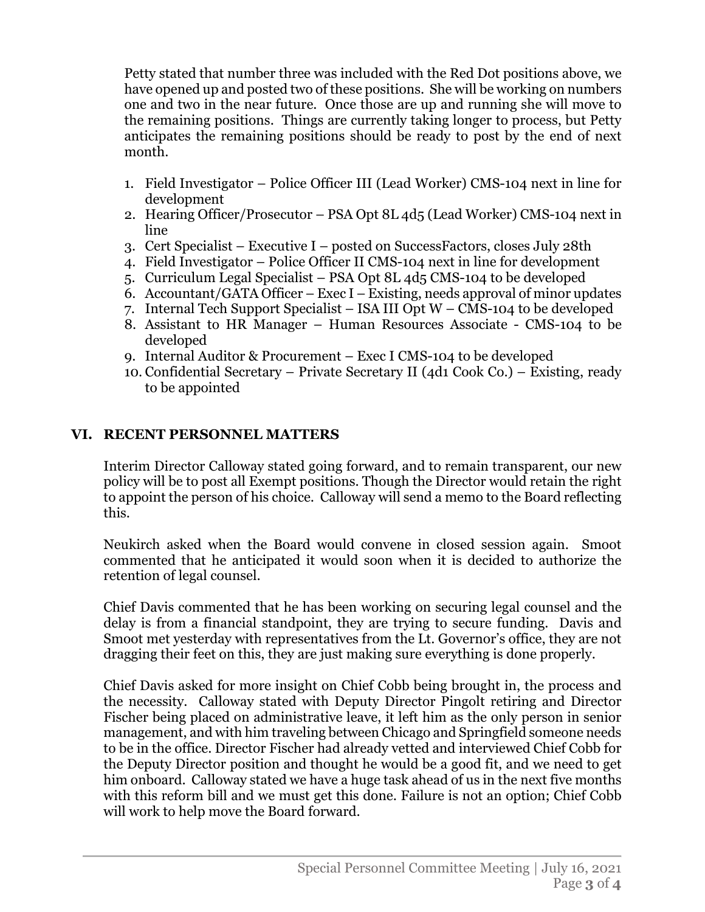Petty stated that number three was included with the Red Dot positions above, we have opened up and posted two of these positions. She will be working on numbers one and two in the near future. Once those are up and running she will move to the remaining positions. Things are currently taking longer to process, but Petty anticipates the remaining positions should be ready to post by the end of next month.

1. Field Investigator – Police Officer III (Lead Worker) CMS-104 next in line for development
2. Hearing Officer/Prosecutor – PSA Opt 8L 4d5 (Lead Worker) CMS-104 next in line
3. Cert Specialist – Executive I – posted on SuccessFactors, closes July 28th
4. Field Investigator – Police Officer II CMS-104 next in line for development
5. Curriculum Legal Specialist – PSA Opt 8L 4d5 CMS-104 to be developed
6. Accountant/GATA Officer – Exec I – Existing, needs approval of minor updates
7. Internal Tech Support Specialist – ISA III Opt W – CMS-104 to be developed
8. Assistant to HR Manager – Human Resources Associate - CMS-104 to be developed
9. Internal Auditor & Procurement – Exec I CMS-104 to be developed
10. Confidential Secretary – Private Secretary II (4d1 Cook Co.) – Existing, ready to be appointed

## VI. RECENT PERSONNEL MATTERS

Interim Director Calloway stated going forward, and to remain transparent, our new policy will be to post all Exempt positions. Though the Director would retain the right to appoint the person of his choice. Calloway will send a memo to the Board reflecting this.

Neukirch asked when the Board would convene in closed session again. Smoot commented that he anticipated it would soon when it is decided to authorize the retention of legal counsel.

Chief Davis commented that he has been working on securing legal counsel and the delay is from a financial standpoint, they are trying to secure funding. Davis and Smoot met yesterday with representatives from the Lt. Governor's office, they are not dragging their feet on this, they are just making sure everything is done properly.

Chief Davis asked for more insight on Chief Cobb being brought in, the process and the necessity. Calloway stated with Deputy Director Pingolt retiring and Director Fischer being placed on administrative leave, it left him as the only person in senior management, and with him traveling between Chicago and Springfield someone needs to be in the office. Director Fischer had already vetted and interviewed Chief Cobb for the Deputy Director position and thought he would be a good fit, and we need to get him onboard. Calloway stated we have a huge task ahead of us in the next five months with this reform bill and we must get this done. Failure is not an option; Chief Cobb will work to help move the Board forward.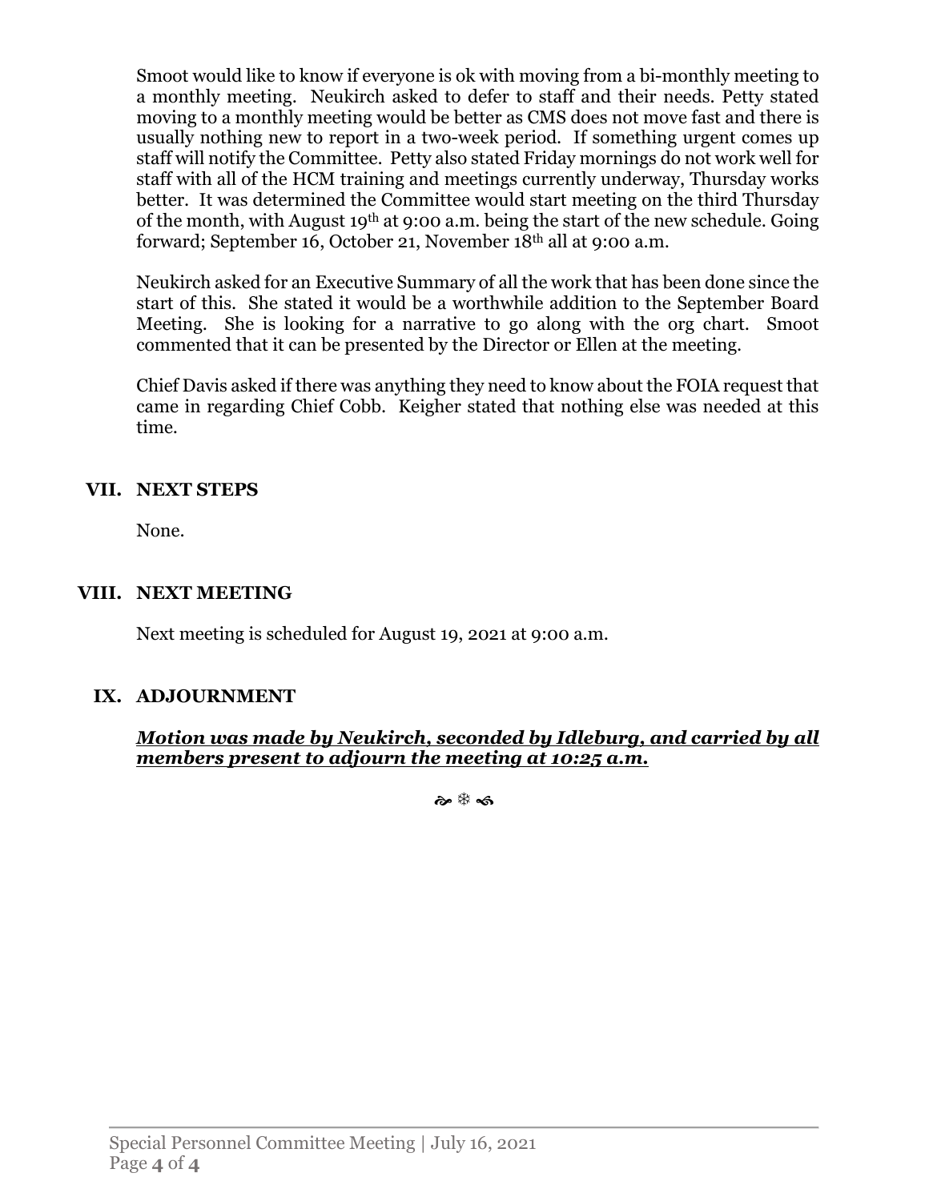Smoot would like to know if everyone is ok with moving from a bi-monthly meeting to a monthly meeting. Neukirch asked to defer to staff and their needs. Petty stated moving to a monthly meeting would be better as CMS does not move fast and there is usually nothing new to report in a two-week period. If something urgent comes up staff will notify the Committee. Petty also stated Friday mornings do not work well for staff with all of the HCM training and meetings currently underway, Thursday works better. It was determined the Committee would start meeting on the third Thursday of the month, with August 19th at 9:00 a.m. being the start of the new schedule. Going forward; September 16, October 21, November 18th all at 9:00 a.m.

Neukirch asked for an Executive Summary of all the work that has been done since the start of this. She stated it would be a worthwhile addition to the September Board Meeting. She is looking for a narrative to go along with the org chart. Smoot commented that it can be presented by the Director or Ellen at the meeting.

Chief Davis asked if there was anything they need to know about the FOIA request that came in regarding Chief Cobb. Keigher stated that nothing else was needed at this time.

## VII. NEXT STEPS

None.

## VIII. NEXT MEETING

Next meeting is scheduled for August 19, 2021 at 9:00 a.m.

## IX. ADJOURNMENT

***Motion was made by Neukirch, seconded by Idleburg, and carried by all members present to adjourn the meeting at 10:25 a.m.***

☙ ❄ ❧